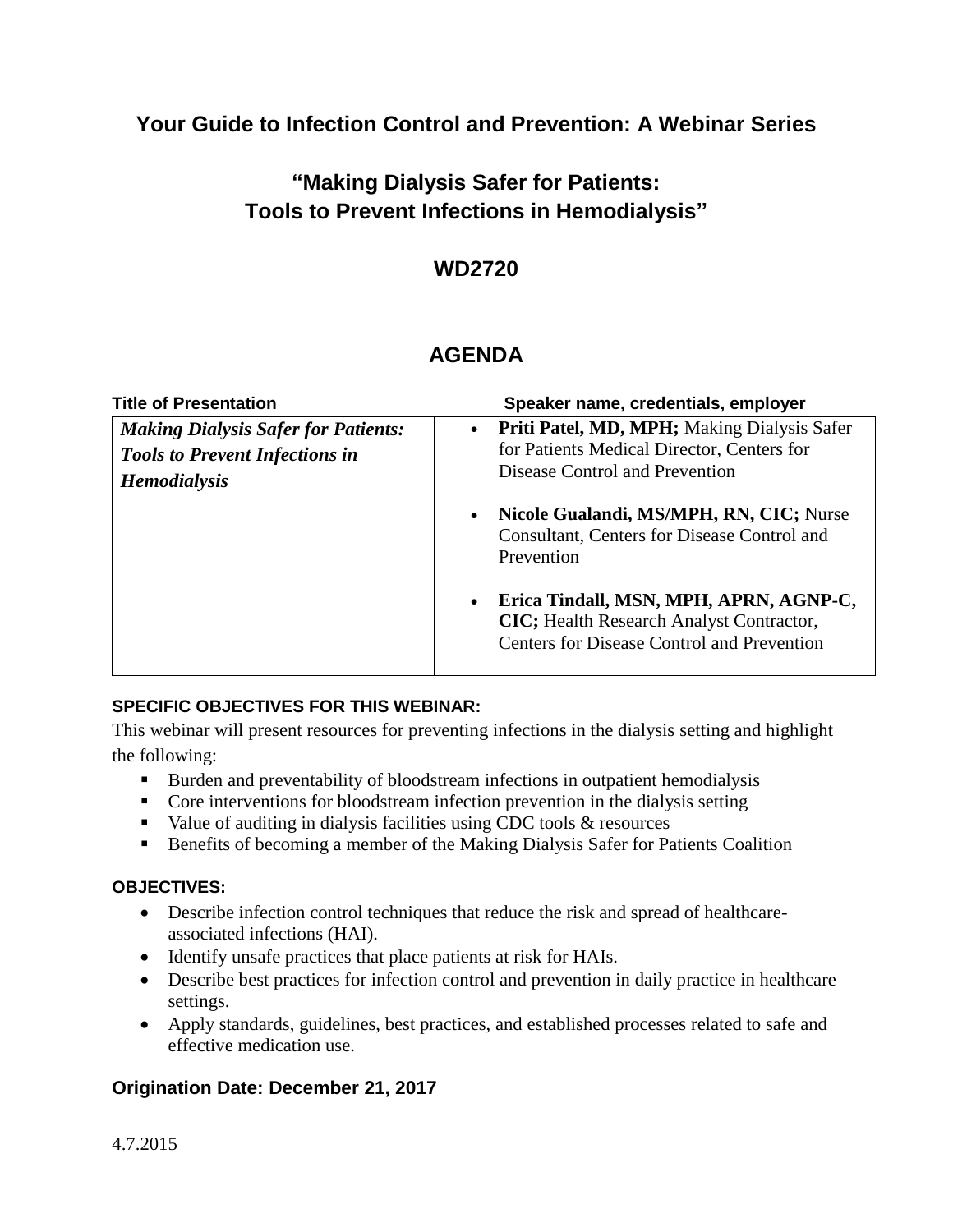# Your Guide to Infection Control and Prevention: A Webinar Series

## "Making Dialysis Safer for Patients: Tools to Prevent Infections in Hemodialysis"

## WD2720

## AGENDA

| Title of Presentation | Speaker name, credentials, employer |
|---|---|
| ***Making Dialysis Safer for Patients: Tools to Prevent Infections in Hemodialysis*** | • **Priti Patel, MD, MPH;** Making Dialysis Safer for Patients Medical Director, Centers for Disease Control and Prevention<br><br>• **Nicole Gualandi, MS/MPH, RN, CIC;** Nurse Consultant, Centers for Disease Control and Prevention<br><br>• **Erica Tindall, MSN, MPH, APRN, AGNP-C, CIC;** Health Research Analyst Contractor, Centers for Disease Control and Prevention |

**SPECIFIC OBJECTIVES FOR THIS WEBINAR:**

This webinar will present resources for preventing infections in the dialysis setting and highlight the following:

- Burden and preventability of bloodstream infections in outpatient hemodialysis
- Core interventions for bloodstream infection prevention in the dialysis setting
- Value of auditing in dialysis facilities using CDC tools & resources
- Benefits of becoming a member of the Making Dialysis Safer for Patients Coalition

**OBJECTIVES:**

- Describe infection control techniques that reduce the risk and spread of healthcare-associated infections (HAI).
- Identify unsafe practices that place patients at risk for HAIs.
- Describe best practices for infection control and prevention in daily practice in healthcare settings.
- Apply standards, guidelines, best practices, and established processes related to safe and effective medication use.

**Origination Date: December 21, 2017**

4.7.2015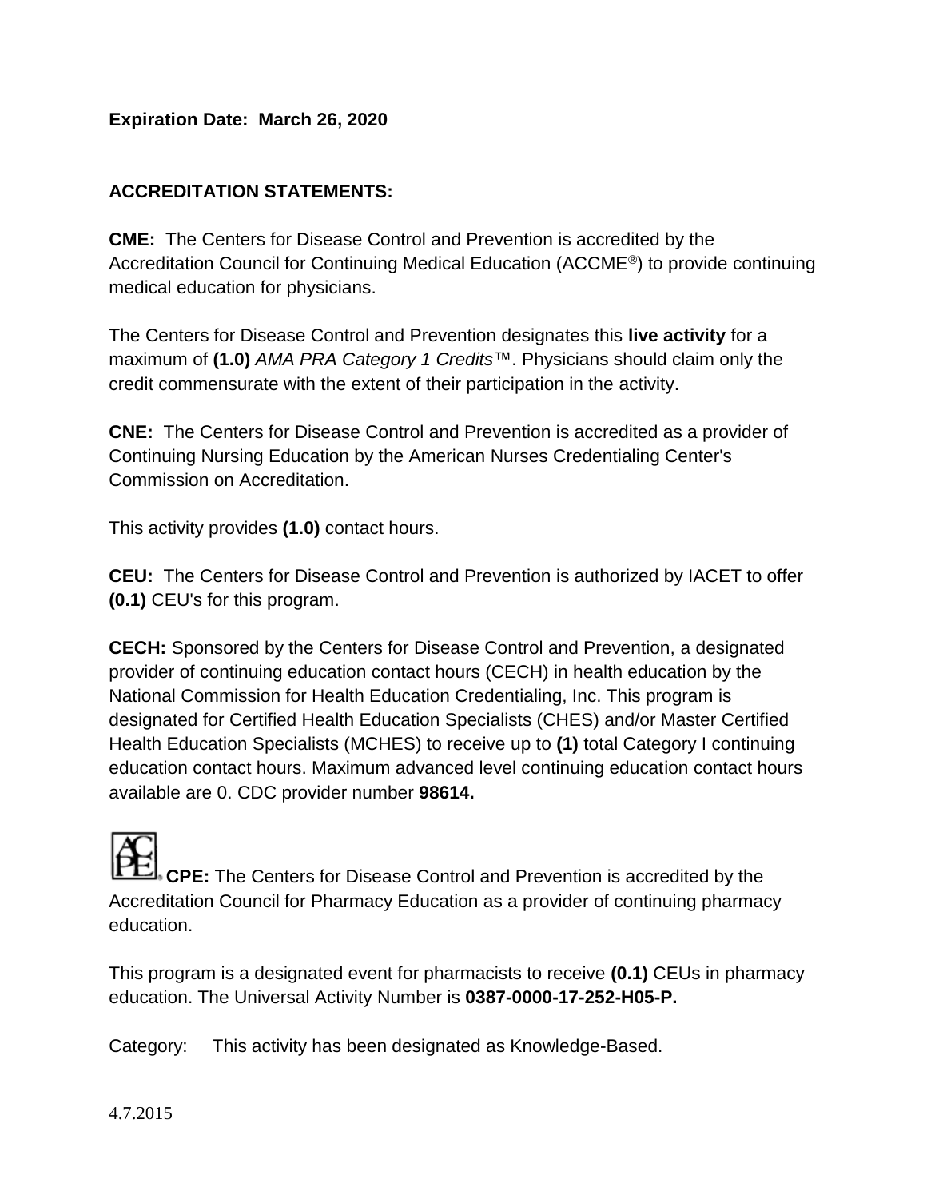**Expiration Date: March 26, 2020**

**ACCREDITATION STATEMENTS:**

**CME:** The Centers for Disease Control and Prevention is accredited by the Accreditation Council for Continuing Medical Education (ACCME®) to provide continuing medical education for physicians.

The Centers for Disease Control and Prevention designates this **live activity** for a maximum of **(1.0)** *AMA PRA Category 1 Credits*™. Physicians should claim only the credit commensurate with the extent of their participation in the activity.

**CNE:** The Centers for Disease Control and Prevention is accredited as a provider of Continuing Nursing Education by the American Nurses Credentialing Center's Commission on Accreditation.

This activity provides **(1.0)** contact hours.

**CEU:** The Centers for Disease Control and Prevention is authorized by IACET to offer **(0.1)** CEU's for this program.

**CECH:** Sponsored by the Centers for Disease Control and Prevention, a designated provider of continuing education contact hours (CECH) in health education by the National Commission for Health Education Credentialing, Inc. This program is designated for Certified Health Education Specialists (CHES) and/or Master Certified Health Education Specialists (MCHES) to receive up to **(1)** total Category I continuing education contact hours. Maximum advanced level continuing education contact hours available are 0. CDC provider number **98614.**

**CPE:** The Centers for Disease Control and Prevention is accredited by the Accreditation Council for Pharmacy Education as a provider of continuing pharmacy education.

This program is a designated event for pharmacists to receive **(0.1)** CEUs in pharmacy education. The Universal Activity Number is **0387-0000-17-252-H05-P.**

Category: This activity has been designated as Knowledge-Based.

4.7.2015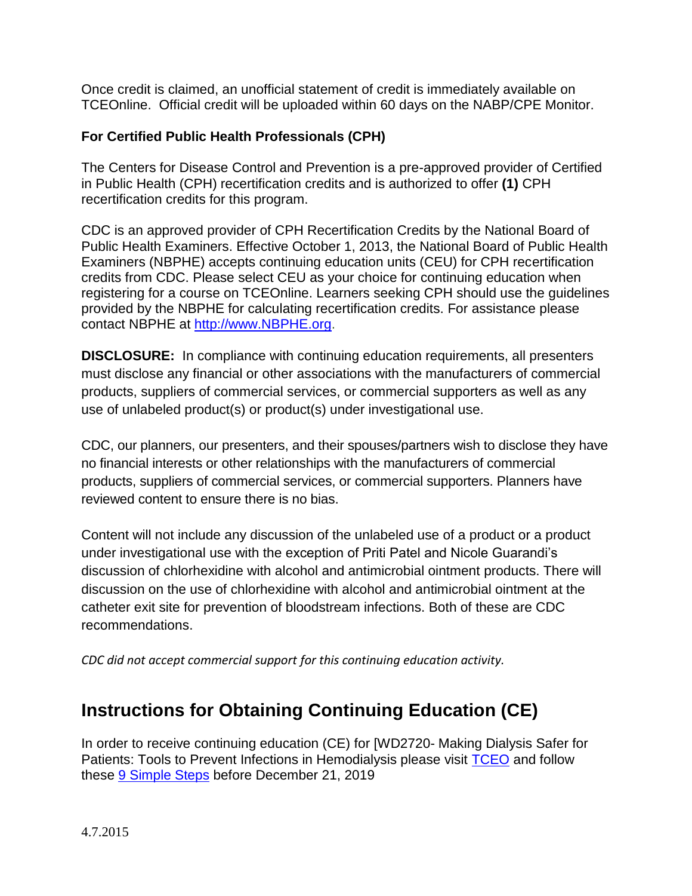Once credit is claimed, an unofficial statement of credit is immediately available on TCEOnline. Official credit will be uploaded within 60 days on the NABP/CPE Monitor.

**For Certified Public Health Professionals (CPH)**

The Centers for Disease Control and Prevention is a pre-approved provider of Certified in Public Health (CPH) recertification credits and is authorized to offer **(1)** CPH recertification credits for this program.

CDC is an approved provider of CPH Recertification Credits by the National Board of Public Health Examiners. Effective October 1, 2013, the National Board of Public Health Examiners (NBPHE) accepts continuing education units (CEU) for CPH recertification credits from CDC. Please select CEU as your choice for continuing education when registering for a course on TCEOnline. Learners seeking CPH should use the guidelines provided by the NBPHE for calculating recertification credits. For assistance please contact NBPHE at [http://www.NBPHE.org](http://www.NBPHE.org).

**DISCLOSURE:** In compliance with continuing education requirements, all presenters must disclose any financial or other associations with the manufacturers of commercial products, suppliers of commercial services, or commercial supporters as well as any use of unlabeled product(s) or product(s) under investigational use.

CDC, our planners, our presenters, and their spouses/partners wish to disclose they have no financial interests or other relationships with the manufacturers of commercial products, suppliers of commercial services, or commercial supporters. Planners have reviewed content to ensure there is no bias.

Content will not include any discussion of the unlabeled use of a product or a product under investigational use with the exception of Priti Patel and Nicole Guarandi's discussion of chlorhexidine with alcohol and antimicrobial ointment products. There will discussion on the use of chlorhexidine with alcohol and antimicrobial ointment at the catheter exit site for prevention of bloodstream infections. Both of these are CDC recommendations.

*CDC did not accept commercial support for this continuing education activity.*

## Instructions for Obtaining Continuing Education (CE)

In order to receive continuing education (CE) for [WD2720- Making Dialysis Safer for Patients: Tools to Prevent Infections in Hemodialysis please visit TCEO and follow these 9 Simple Steps before December 21, 2019

4.7.2015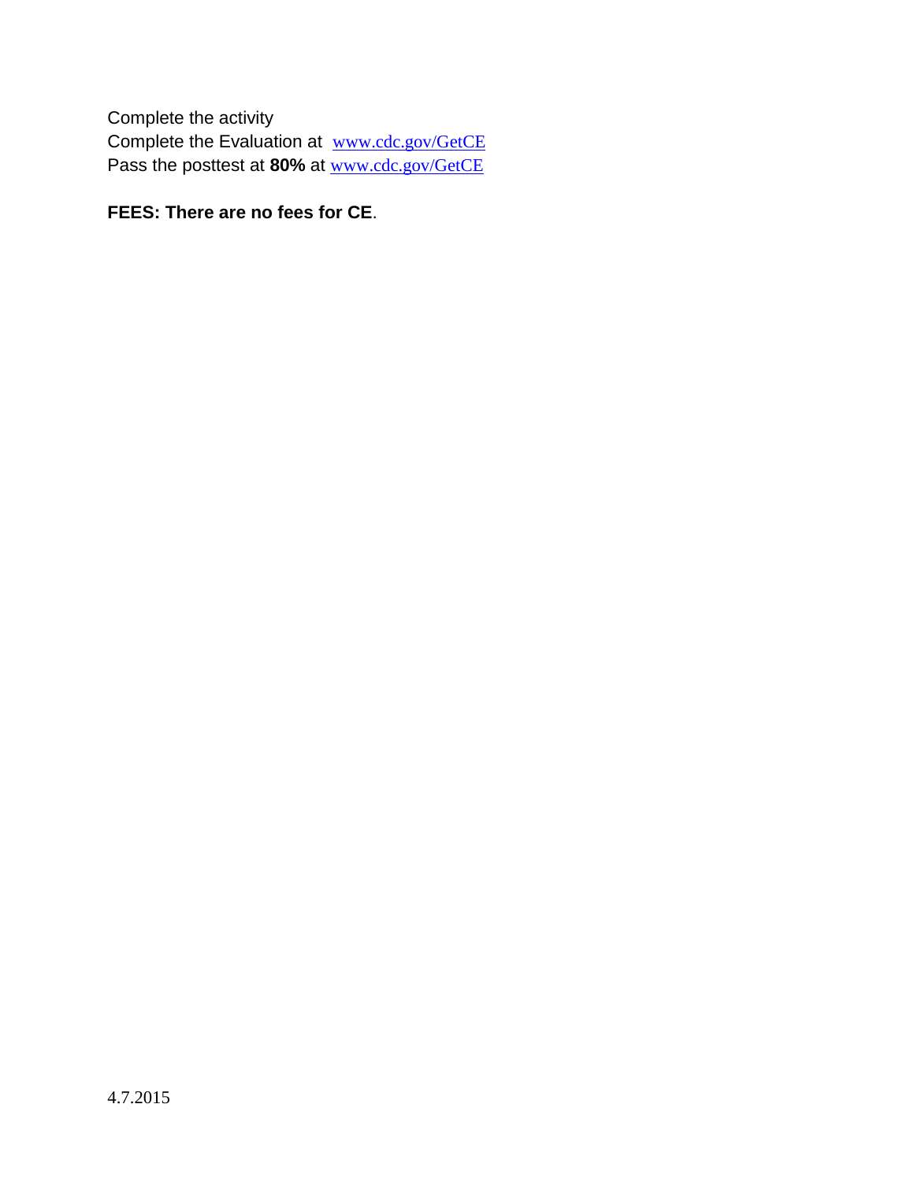Complete the activity
Complete the Evaluation at [www.cdc.gov/GetCE](http://www.cdc.gov/GetCE)
Pass the posttest at **80%** at [www.cdc.gov/GetCE](http://www.cdc.gov/GetCE)

**FEES: There are no fees for CE**.

4.7.2015